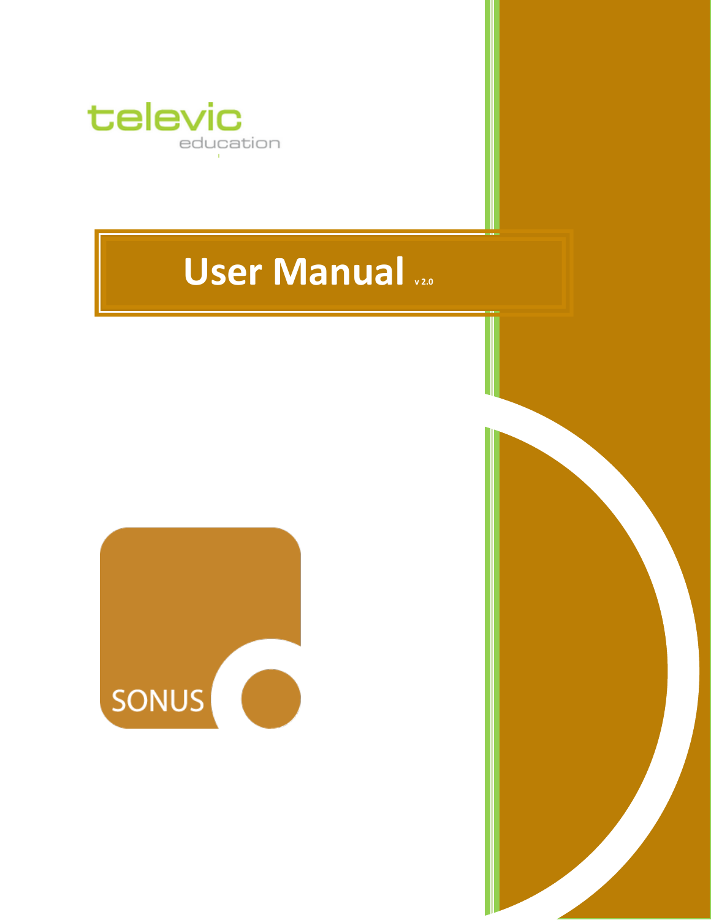televic
education

# User Manual v 2.0

SONUS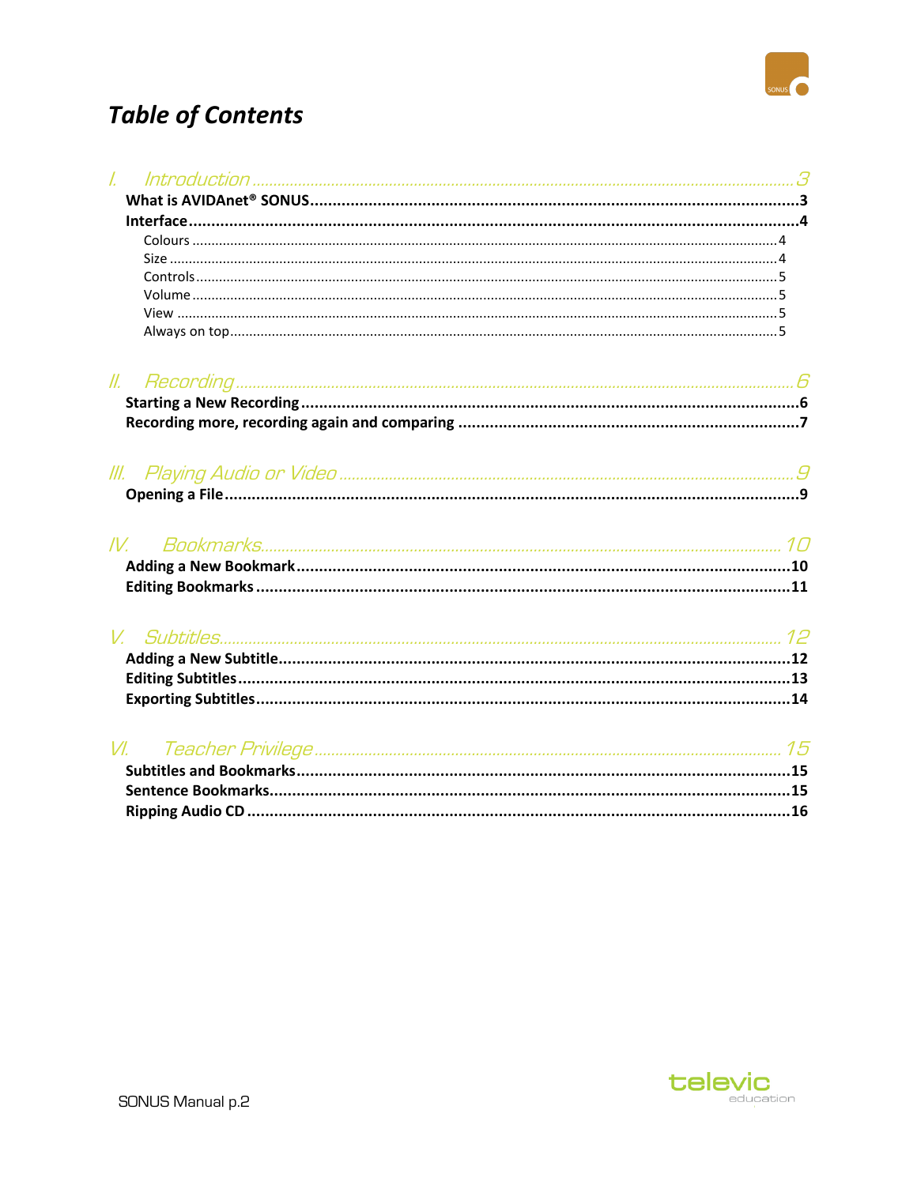# *Table of Contents*

I. Introduction ..... 3

**What is AVIDAnet® SONUS ..... 3**

**Interface ..... 4**

- Colours ..... 4
- Size ..... 4
- Controls ..... 5
- Volume ..... 5
- View ..... 5
- Always on top ..... 5

II. Recording ..... 6

**Starting a New Recording ..... 6**

**Recording more, recording again and comparing ..... 7**

III. Playing Audio or Video ..... 9

**Opening a File ..... 9**

IV. Bookmarks ..... 10

**Adding a New Bookmark ..... 10**

**Editing Bookmarks ..... 11**

V. Subtitles ..... 12

**Adding a New Subtitle ..... 12**

**Editing Subtitles ..... 13**

**Exporting Subtitles ..... 14**

VI. Teacher Privilege ..... 15

**Subtitles and Bookmarks ..... 15**

**Sentence Bookmarks ..... 15**

**Ripping Audio CD ..... 16**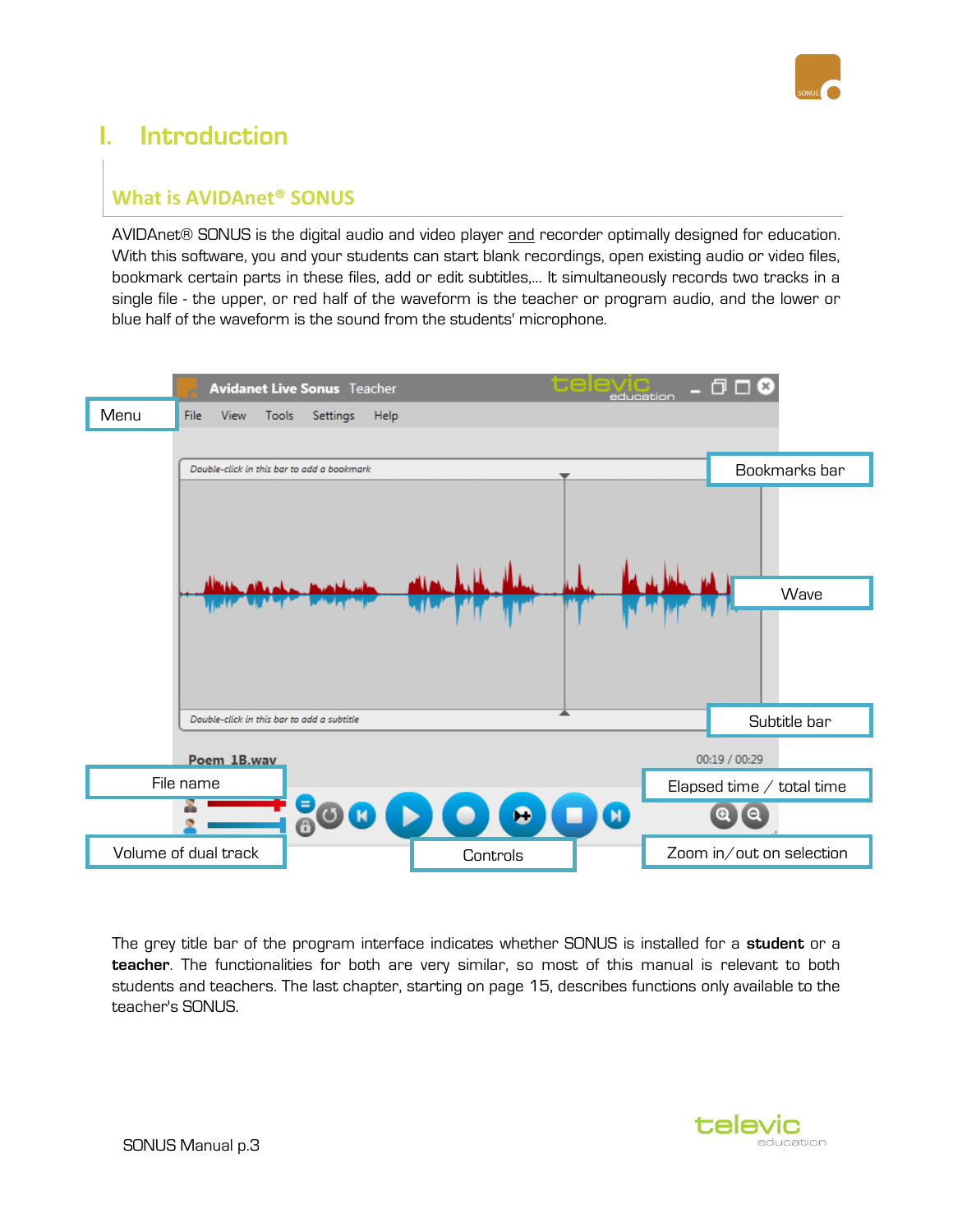# I. Introduction

## What is AVIDAnet® SONUS

AVIDAnet® SONUS is the digital audio and video player and recorder optimally designed for education. With this software, you and your students can start blank recordings, open existing audio or video files, bookmark certain parts in these files, add or edit subtitles,... It simultaneously records two tracks in a single file - the upper, or red half of the waveform is the teacher or program audio, and the lower or blue half of the waveform is the sound from the students' microphone.

The grey title bar of the program interface indicates whether SONUS is installed for a **student** or a **teacher**. The functionalities for both are very similar, so most of this manual is relevant to both students and teachers. The last chapter, starting on page 15, describes functions only available to the teacher's SONUS.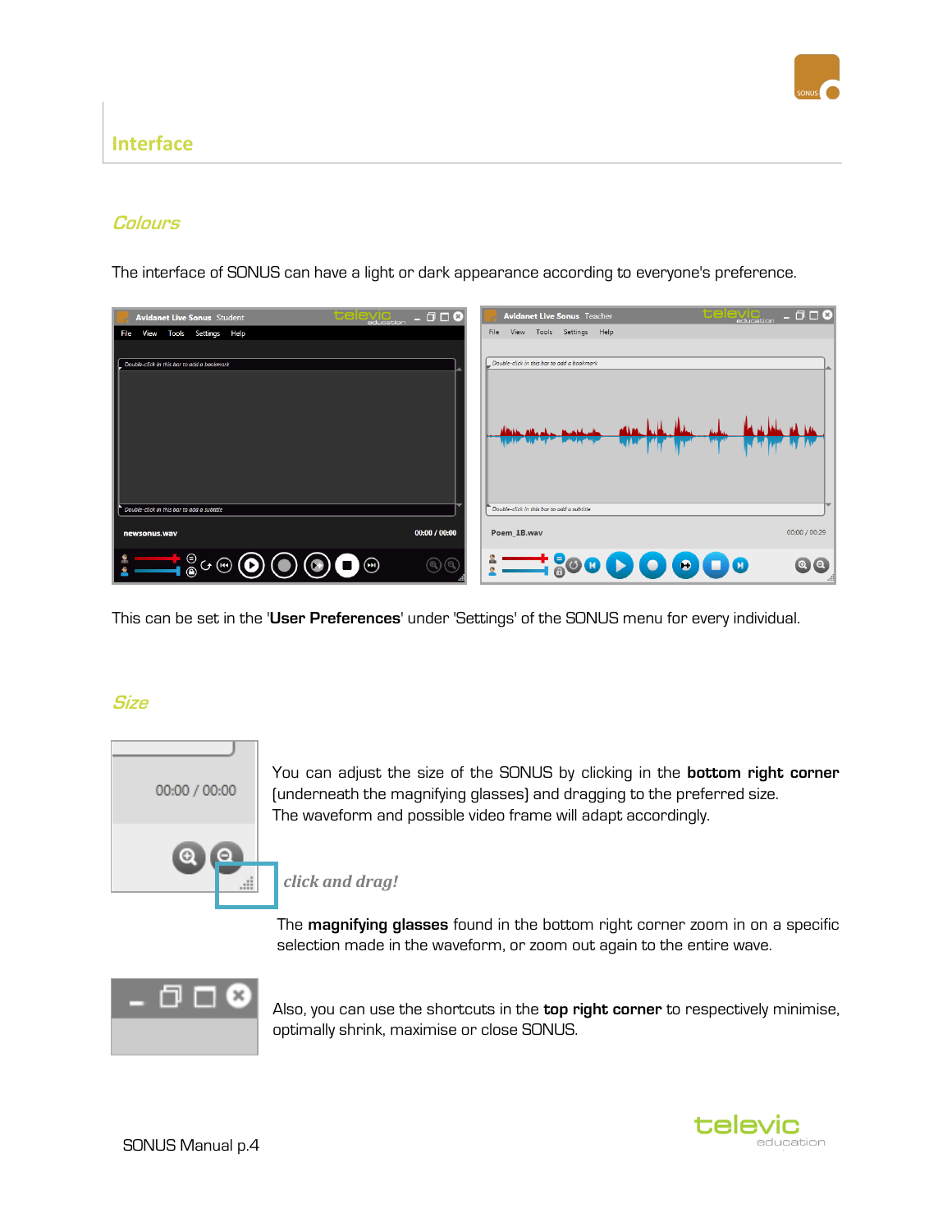## Interface

### Colours

The interface of SONUS can have a light or dark appearance according to everyone's preference.

This can be set in the '**User Preferences**' under 'Settings' of the SONUS menu for every individual.

### Size

You can adjust the size of the SONUS by clicking in the **bottom right corner** (underneath the magnifying glasses) and dragging to the preferred size. The waveform and possible video frame will adapt accordingly.

*click and drag!*

The **magnifying glasses** found in the bottom right corner zoom in on a specific selection made in the waveform, or zoom out again to the entire wave.

Also, you can use the shortcuts in the **top right corner** to respectively minimise, optimally shrink, maximise or close SONUS.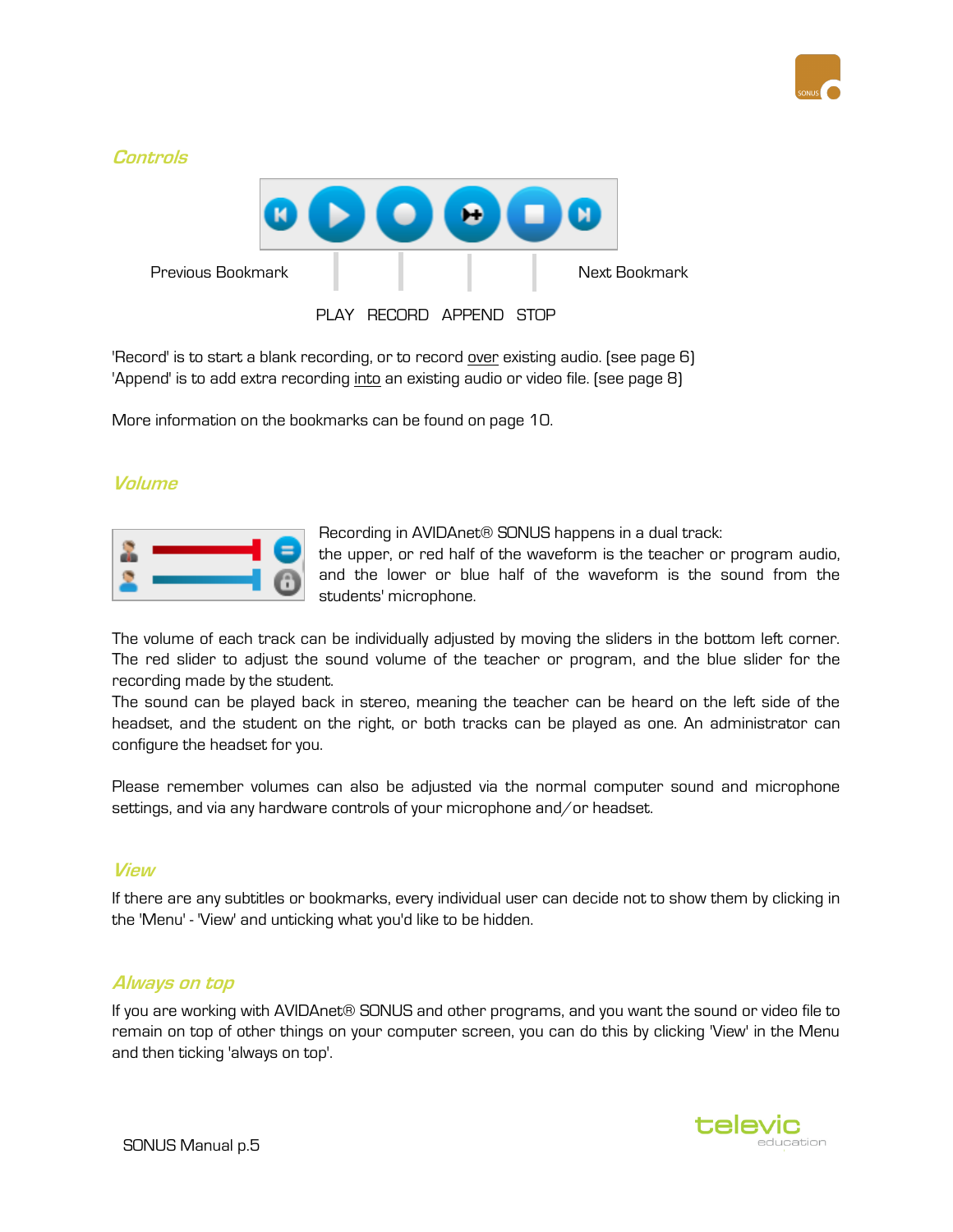## Controls

Previous Bookmark | PLAY | RECORD | APPEND | STOP | Next Bookmark

'Record' is to start a blank recording, or to record over existing audio. (see page 6)
'Append' is to add extra recording into an existing audio or video file. (see page 8)

More information on the bookmarks can be found on page 10.

## Volume

Recording in AVIDAnet® SONUS happens in a dual track: the upper, or red half of the waveform is the teacher or program audio, and the lower or blue half of the waveform is the sound from the students' microphone.

The volume of each track can be individually adjusted by moving the sliders in the bottom left corner. The red slider to adjust the sound volume of the teacher or program, and the blue slider for the recording made by the student.
The sound can be played back in stereo, meaning the teacher can be heard on the left side of the headset, and the student on the right, or both tracks can be played as one. An administrator can configure the headset for you.

Please remember volumes can also be adjusted via the normal computer sound and microphone settings, and via any hardware controls of your microphone and/or headset.

## View

If there are any subtitles or bookmarks, every individual user can decide not to show them by clicking in the 'Menu' - 'View' and unticking what you'd like to be hidden.

## Always on top

If you are working with AVIDAnet® SONUS and other programs, and you want the sound or video file to remain on top of other things on your computer screen, you can do this by clicking 'View' in the Menu and then ticking 'always on top'.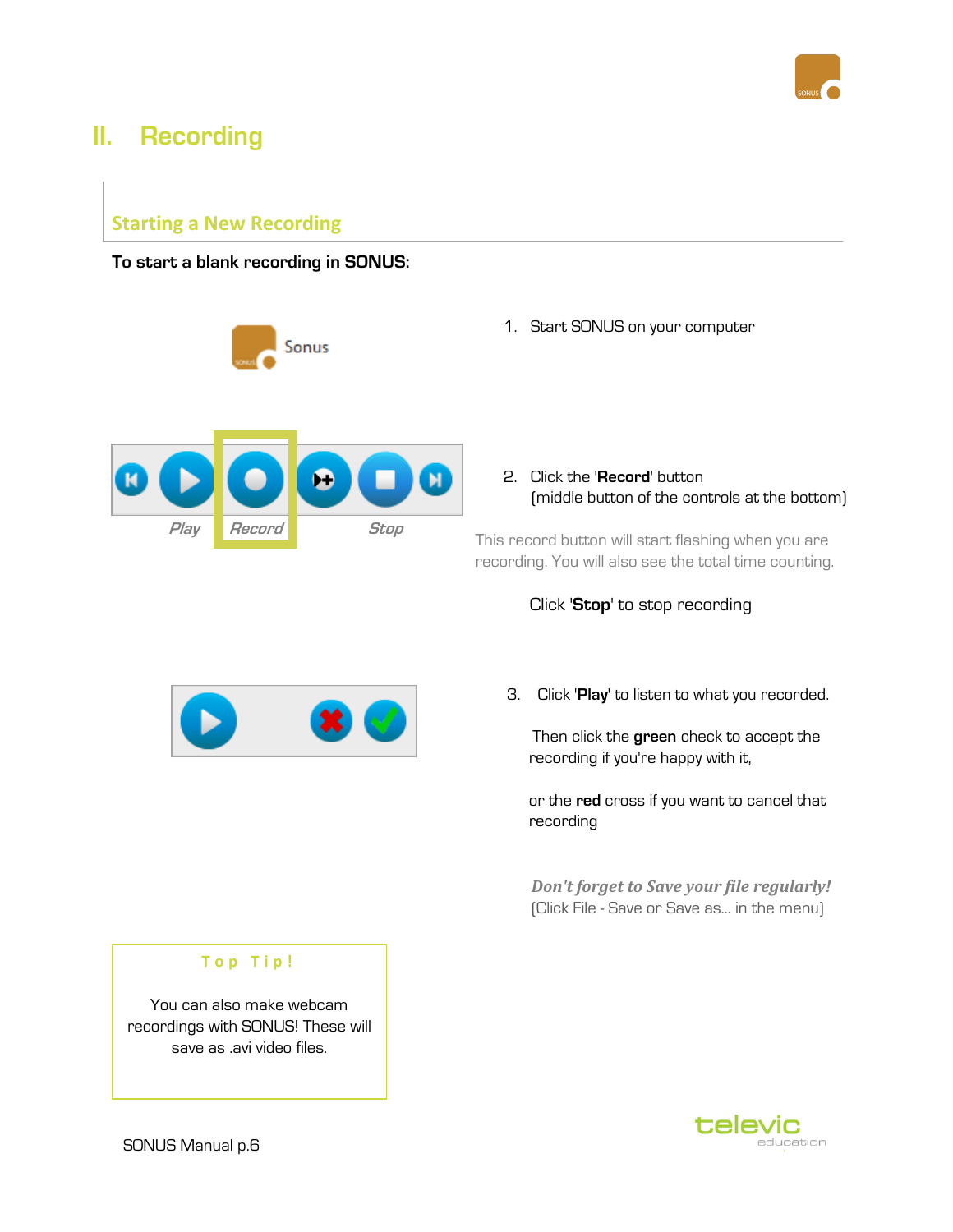# II. Recording

## Starting a New Recording

**To start a blank recording in SONUS:**

1. Start SONUS on your computer

2. Click the '**Record**' button
   (middle button of the controls at the bottom)

This record button will start flashing when you are recording. You will also see the total time counting.

Click '**Stop**' to stop recording

3. Click '**Play**' to listen to what you recorded.

   Then click the **green** check to accept the recording if you're happy with it,

   or the **red** cross if you want to cancel that recording

***Don't forget to Save your file regularly!***
(Click File - Save or Save as... in the menu)

**Top Tip!**

You can also make webcam recordings with SONUS! These will save as .avi video files.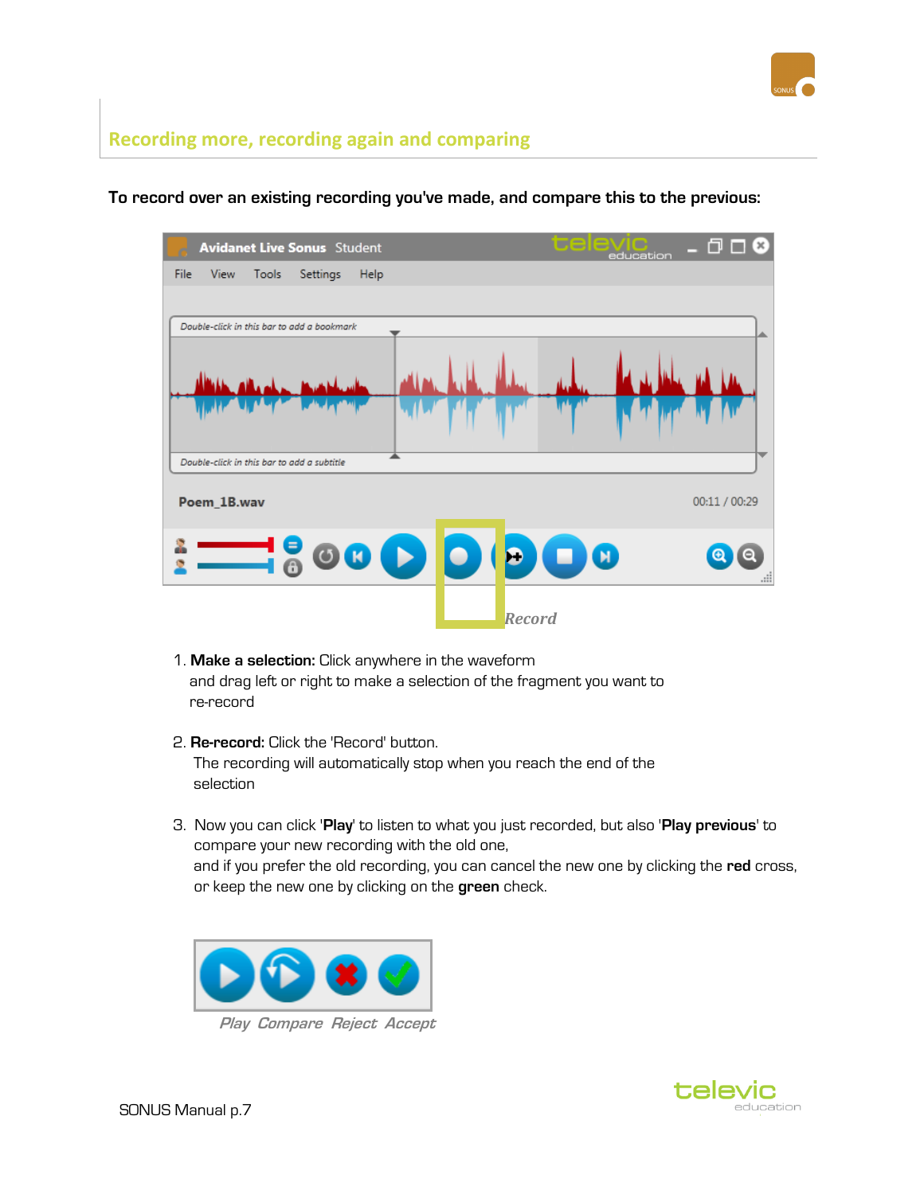## Recording more, recording again and comparing

**To record over an existing recording you've made, and compare this to the previous:**

*Record*

1. **Make a selection:** Click anywhere in the waveform and drag left or right to make a selection of the fragment you want to re-record

2. **Re-record:** Click the 'Record' button.
   The recording will automatically stop when you reach the end of the selection

3. Now you can click '**Play**' to listen to what you just recorded, but also '**Play previous**' to compare your new recording with the old one,
   and if you prefer the old recording, you can cancel the new one by clicking the **red** cross, or keep the new one by clicking on the **green** check.

*Play Compare Reject Accept*

SONUS Manual p.7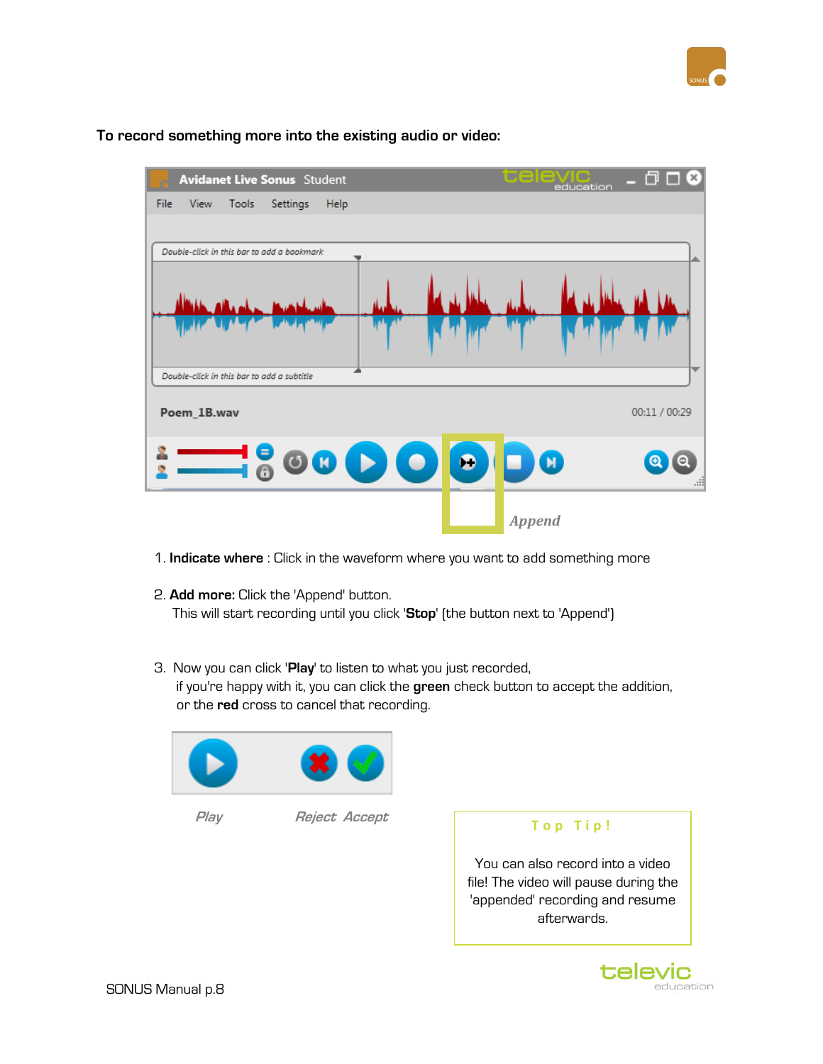**To record something more into the existing audio or video:**

*Append*

1. **Indicate where** : Click in the waveform where you want to add something more

2. **Add more:** Click the 'Append' button.
   This will start recording until you click '**Stop**' (the button next to 'Append')

3. Now you can click '**Play**' to listen to what you just recorded,
   if you're happy with it, you can click the **green** check button to accept the addition,
   or the **red** cross to cancel that recording.

*Play* *Reject* *Accept*

> **Top Tip!**
>
> You can also record into a video file! The video will pause during the 'appended' recording and resume afterwards.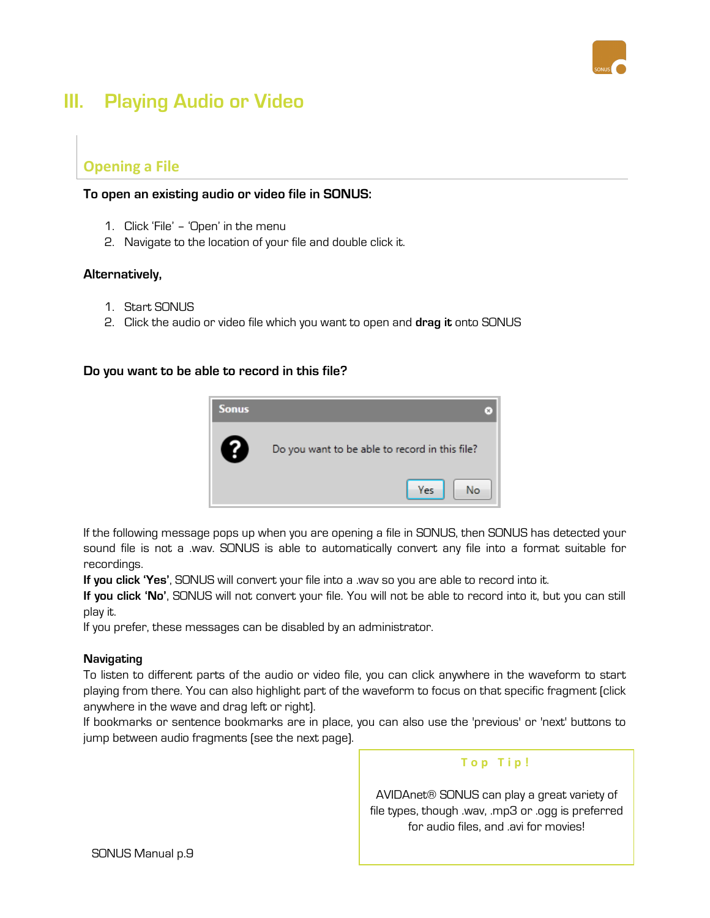# III. Playing Audio or Video

## Opening a File

**To open an existing audio or video file in SONUS:**

1. Click 'File' – 'Open' in the menu
2. Navigate to the location of your file and double click it.

**Alternatively,**

1. Start SONUS
2. Click the audio or video file which you want to open and **drag it** onto SONUS

**Do you want to be able to record in this file?**

If the following message pops up when you are opening a file in SONUS, then SONUS has detected your sound file is not a .wav. SONUS is able to automatically convert any file into a format suitable for recordings.

**If you click 'Yes'**, SONUS will convert your file into a .wav so you are able to record into it.

**If you click 'No'**, SONUS will not convert your file. You will not be able to record into it, but you can still play it.

If you prefer, these messages can be disabled by an administrator.

**Navigating**

To listen to different parts of the audio or video file, you can click anywhere in the waveform to start playing from there. You can also highlight part of the waveform to focus on that specific fragment (click anywhere in the wave and drag left or right).

If bookmarks or sentence bookmarks are in place, you can also use the 'previous' or 'next' buttons to jump between audio fragments (see the next page).

> **Top Tip!**
>
> AVIDAnet® SONUS can play a great variety of file types, though .wav, .mp3 or .ogg is preferred for audio files, and .avi for movies!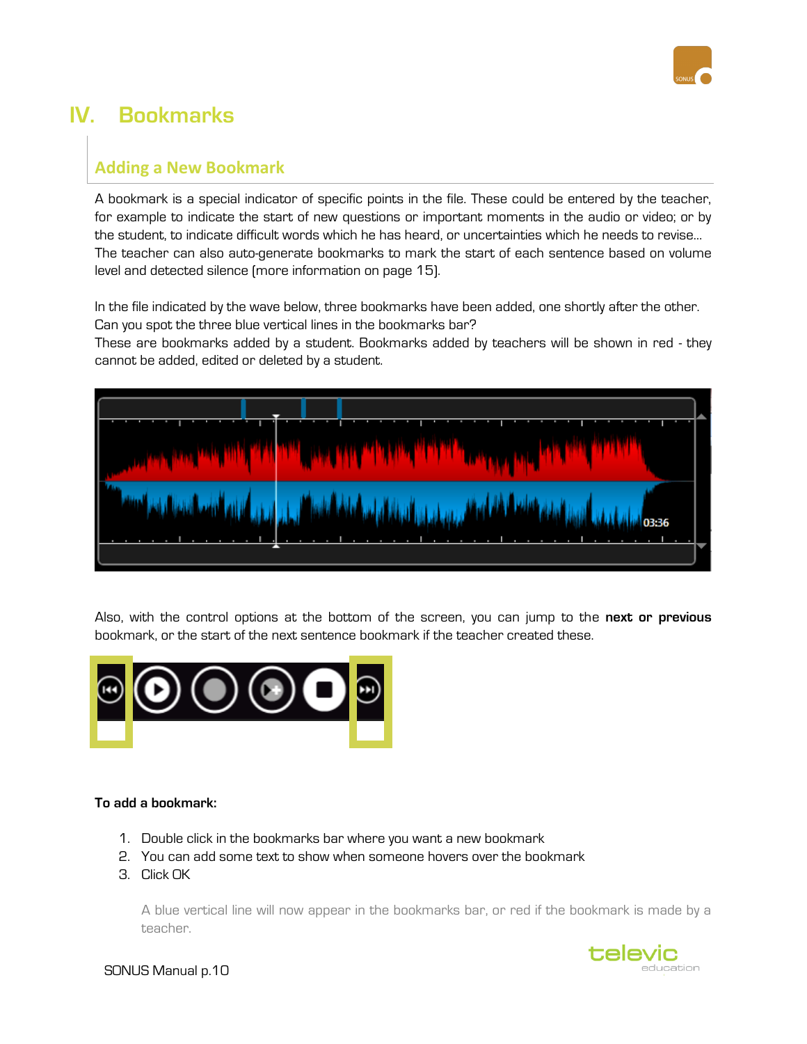# IV. Bookmarks

## Adding a New Bookmark

A bookmark is a special indicator of specific points in the file. These could be entered by the teacher, for example to indicate the start of new questions or important moments in the audio or video; or by the student, to indicate difficult words which he has heard, or uncertainties which he needs to revise... The teacher can also auto-generate bookmarks to mark the start of each sentence based on volume level and detected silence (more information on page 15).

In the file indicated by the wave below, three bookmarks have been added, one shortly after the other. Can you spot the three blue vertical lines in the bookmarks bar?
These are bookmarks added by a student. Bookmarks added by teachers will be shown in red - they cannot be added, edited or deleted by a student.

Also, with the control options at the bottom of the screen, you can jump to the **next or previous** bookmark, or the start of the next sentence bookmark if the teacher created these.

**To add a bookmark:**

1. Double click in the bookmarks bar where you want a new bookmark
2. You can add some text to show when someone hovers over the bookmark
3. Click OK

A blue vertical line will now appear in the bookmarks bar, or red if the bookmark is made by a teacher.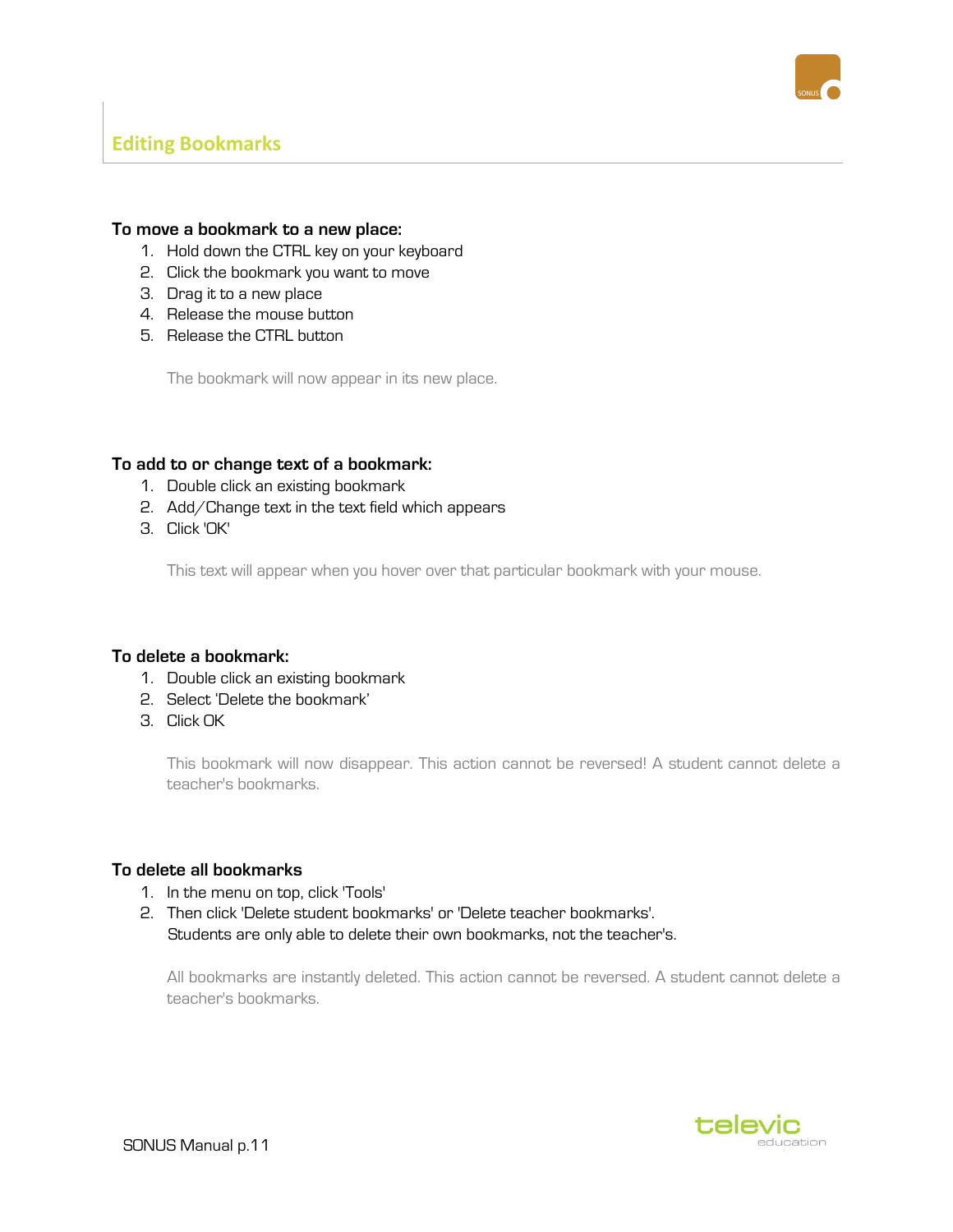## Editing Bookmarks

**To move a bookmark to a new place:**

1. Hold down the CTRL key on your keyboard
2. Click the bookmark you want to move
3. Drag it to a new place
4. Release the mouse button
5. Release the CTRL button

The bookmark will now appear in its new place.

**To add to or change text of a bookmark:**

1. Double click an existing bookmark
2. Add/Change text in the text field which appears
3. Click 'OK'

This text will appear when you hover over that particular bookmark with your mouse.

**To delete a bookmark:**

1. Double click an existing bookmark
2. Select 'Delete the bookmark'
3. Click OK

This bookmark will now disappear. This action cannot be reversed! A student cannot delete a teacher's bookmarks.

**To delete all bookmarks**

1. In the menu on top, click 'Tools'
2. Then click 'Delete student bookmarks' or 'Delete teacher bookmarks'.
   Students are only able to delete their own bookmarks, not the teacher's.

All bookmarks are instantly deleted. This action cannot be reversed. A student cannot delete a teacher's bookmarks.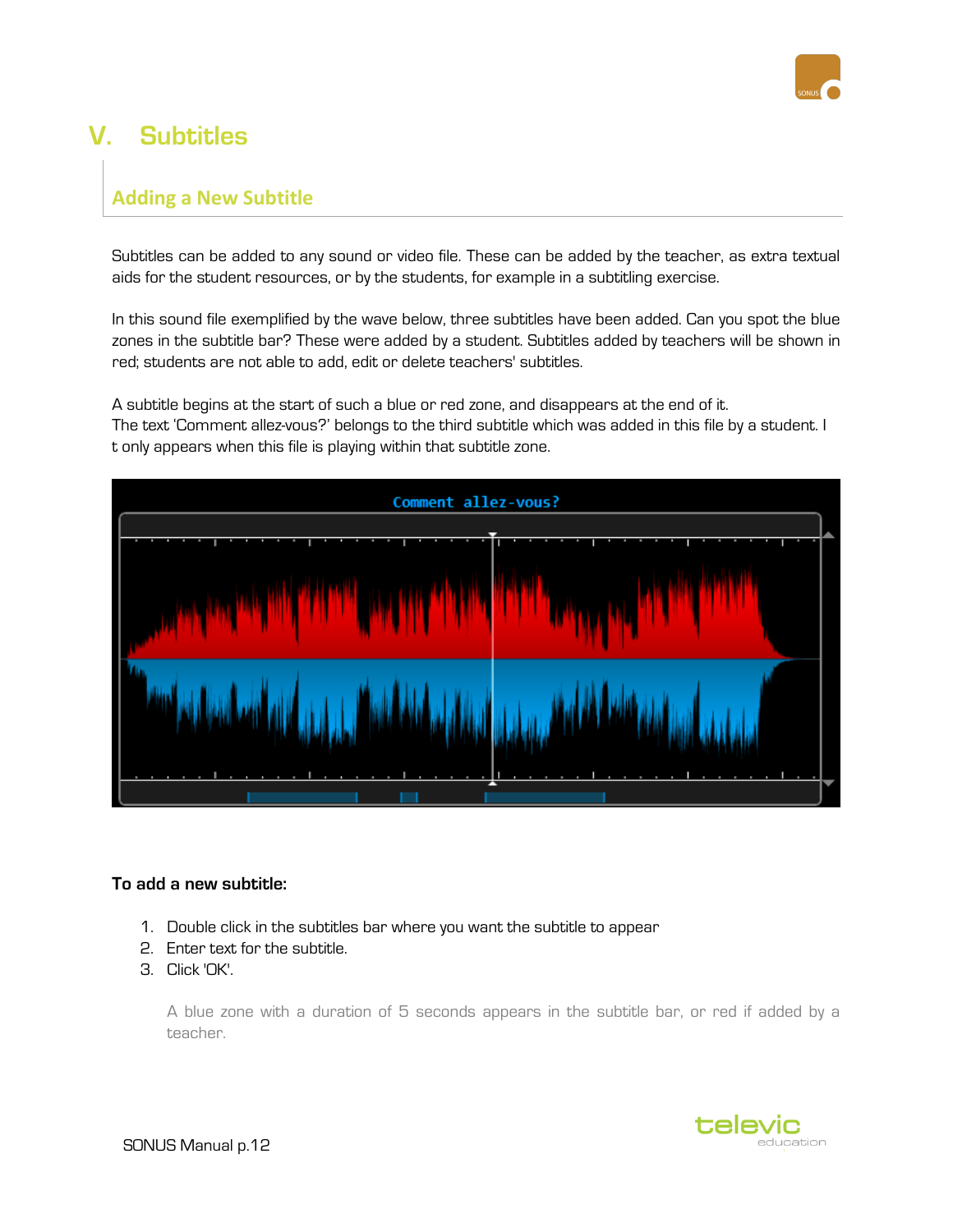# V. Subtitles

## Adding a New Subtitle

Subtitles can be added to any sound or video file. These can be added by the teacher, as extra textual aids for the student resources, or by the students, for example in a subtitling exercise.

In this sound file exemplified by the wave below, three subtitles have been added. Can you spot the blue zones in the subtitle bar? These were added by a student. Subtitles added by teachers will be shown in red; students are not able to add, edit or delete teachers' subtitles.

A subtitle begins at the start of such a blue or red zone, and disappears at the end of it.
The text 'Comment allez-vous?' belongs to the third subtitle which was added in this file by a student. I t only appears when this file is playing within that subtitle zone.

**To add a new subtitle:**

1. Double click in the subtitles bar where you want the subtitle to appear
2. Enter text for the subtitle.
3. Click 'OK'.

   A blue zone with a duration of 5 seconds appears in the subtitle bar, or red if added by a teacher.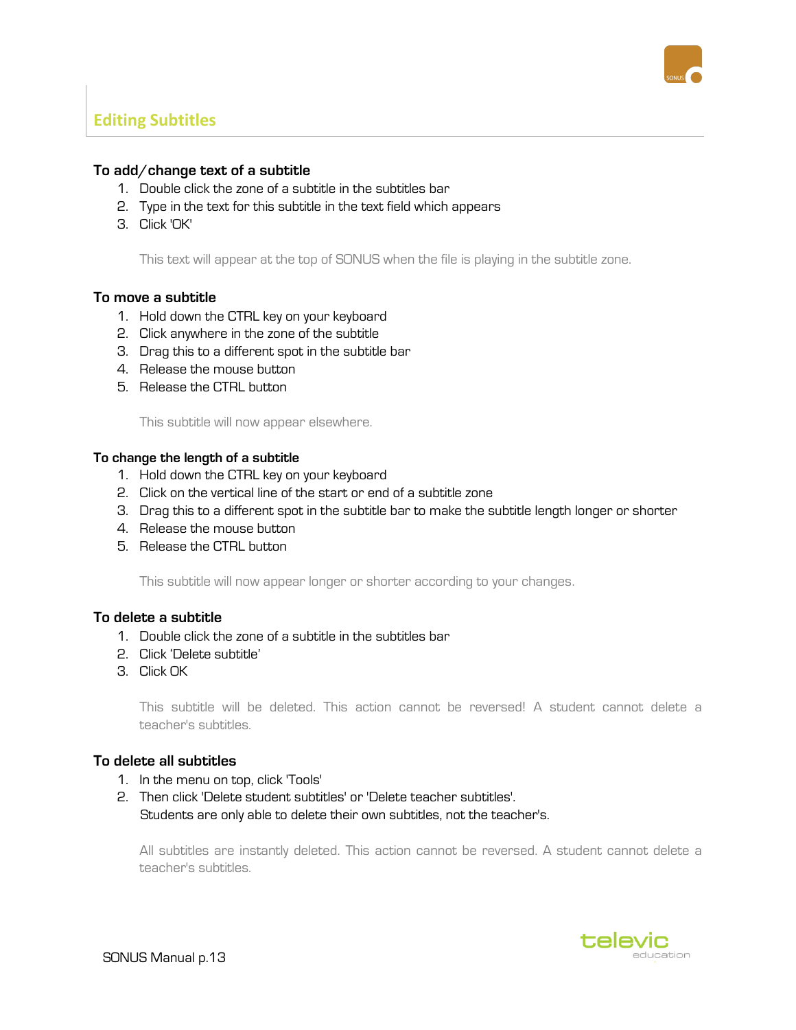## Editing Subtitles

### To add/change text of a subtitle

1. Double click the zone of a subtitle in the subtitles bar
2. Type in the text for this subtitle in the text field which appears
3. Click 'OK'

This text will appear at the top of SONUS when the file is playing in the subtitle zone.

### To move a subtitle

1. Hold down the CTRL key on your keyboard
2. Click anywhere in the zone of the subtitle
3. Drag this to a different spot in the subtitle bar
4. Release the mouse button
5. Release the CTRL button

This subtitle will now appear elsewhere.

### To change the length of a subtitle

1. Hold down the CTRL key on your keyboard
2. Click on the vertical line of the start or end of a subtitle zone
3. Drag this to a different spot in the subtitle bar to make the subtitle length longer or shorter
4. Release the mouse button
5. Release the CTRL button

This subtitle will now appear longer or shorter according to your changes.

### To delete a subtitle

1. Double click the zone of a subtitle in the subtitles bar
2. Click 'Delete subtitle'
3. Click OK

This subtitle will be deleted. This action cannot be reversed! A student cannot delete a teacher's subtitles.

### To delete all subtitles

1. In the menu on top, click 'Tools'
2. Then click 'Delete student subtitles' or 'Delete teacher subtitles'.
   Students are only able to delete their own subtitles, not the teacher's.

All subtitles are instantly deleted. This action cannot be reversed. A student cannot delete a teacher's subtitles.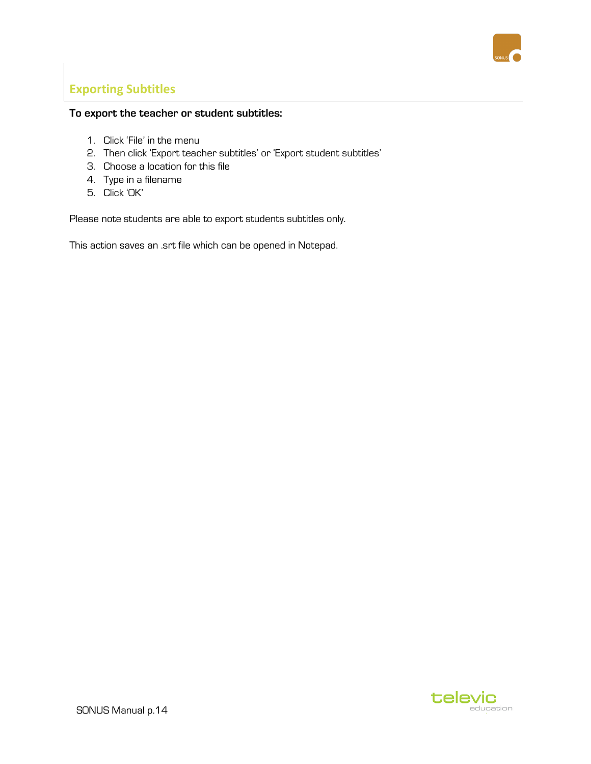## Exporting Subtitles

**To export the teacher or student subtitles:**

1. Click 'File' in the menu
2. Then click 'Export teacher subtitles' or 'Export student subtitles'
3. Choose a location for this file
4. Type in a filename
5. Click 'OK'

Please note students are able to export students subtitles only.

This action saves an .srt file which can be opened in Notepad.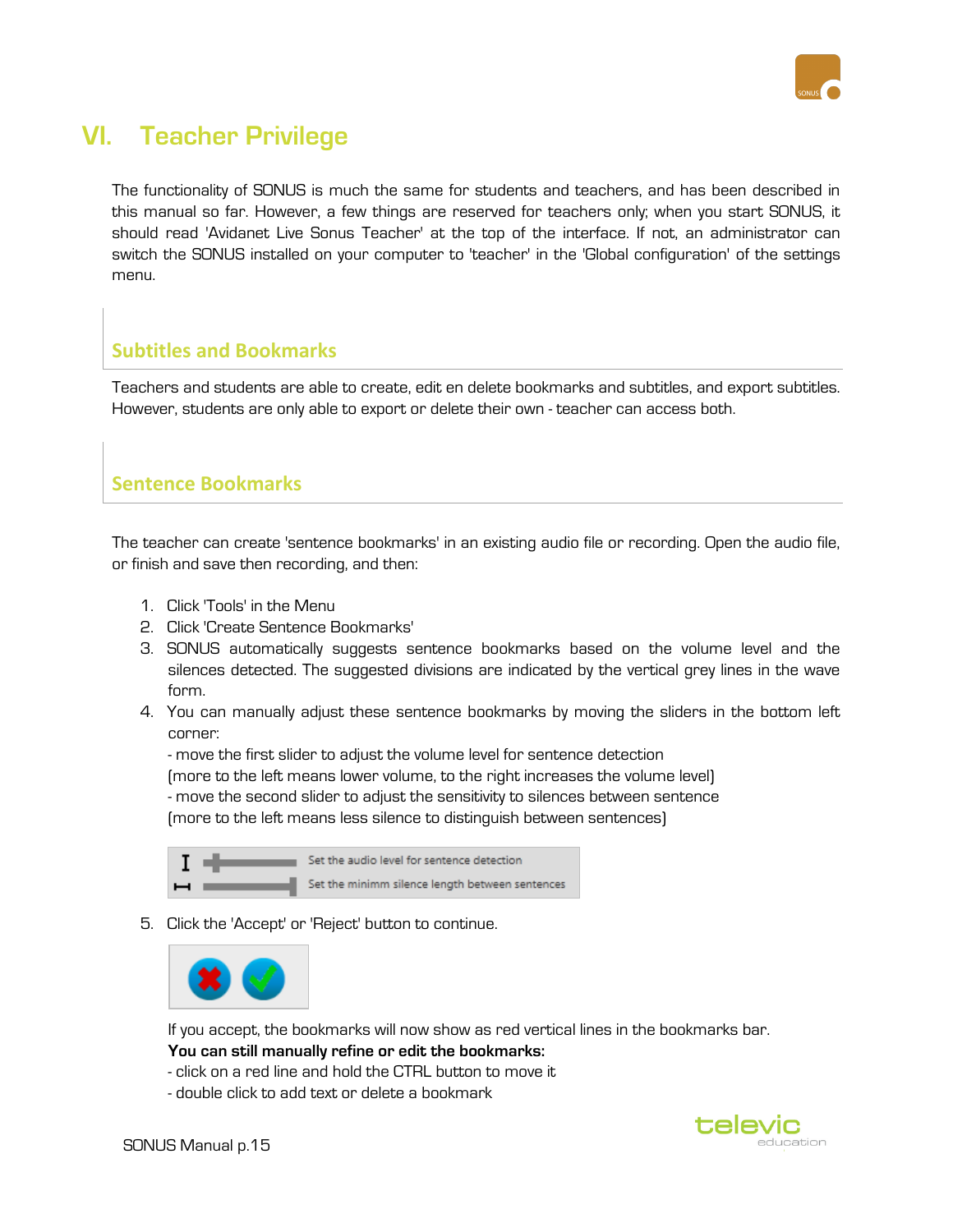# VI. Teacher Privilege

The functionality of SONUS is much the same for students and teachers, and has been described in this manual so far. However, a few things are reserved for teachers only; when you start SONUS, it should read 'Avidanet Live Sonus Teacher' at the top of the interface. If not, an administrator can switch the SONUS installed on your computer to 'teacher' in the 'Global configuration' of the settings menu.

## Subtitles and Bookmarks

Teachers and students are able to create, edit en delete bookmarks and subtitles, and export subtitles. However, students are only able to export or delete their own - teacher can access both.

## Sentence Bookmarks

The teacher can create 'sentence bookmarks' in an existing audio file or recording. Open the audio file, or finish and save then recording, and then:

1. Click 'Tools' in the Menu
2. Click 'Create Sentence Bookmarks'
3. SONUS automatically suggests sentence bookmarks based on the volume level and the silences detected. The suggested divisions are indicated by the vertical grey lines in the wave form.
4. You can manually adjust these sentence bookmarks by moving the sliders in the bottom left corner:
   - move the first slider to adjust the volume level for sentence detection
   (more to the left means lower volume, to the right increases the volume level)
   - move the second slider to adjust the sensitivity to silences between sentence
   (more to the left means less silence to distinguish between sentences)

   Set the audio level for sentence detection
   Set the minimm silence length between sentences

5. Click the 'Accept' or 'Reject' button to continue.

   If you accept, the bookmarks will now show as red vertical lines in the bookmarks bar.
   **You can still manually refine or edit the bookmarks:**
   - click on a red line and hold the CTRL button to move it
   - double click to add text or delete a bookmark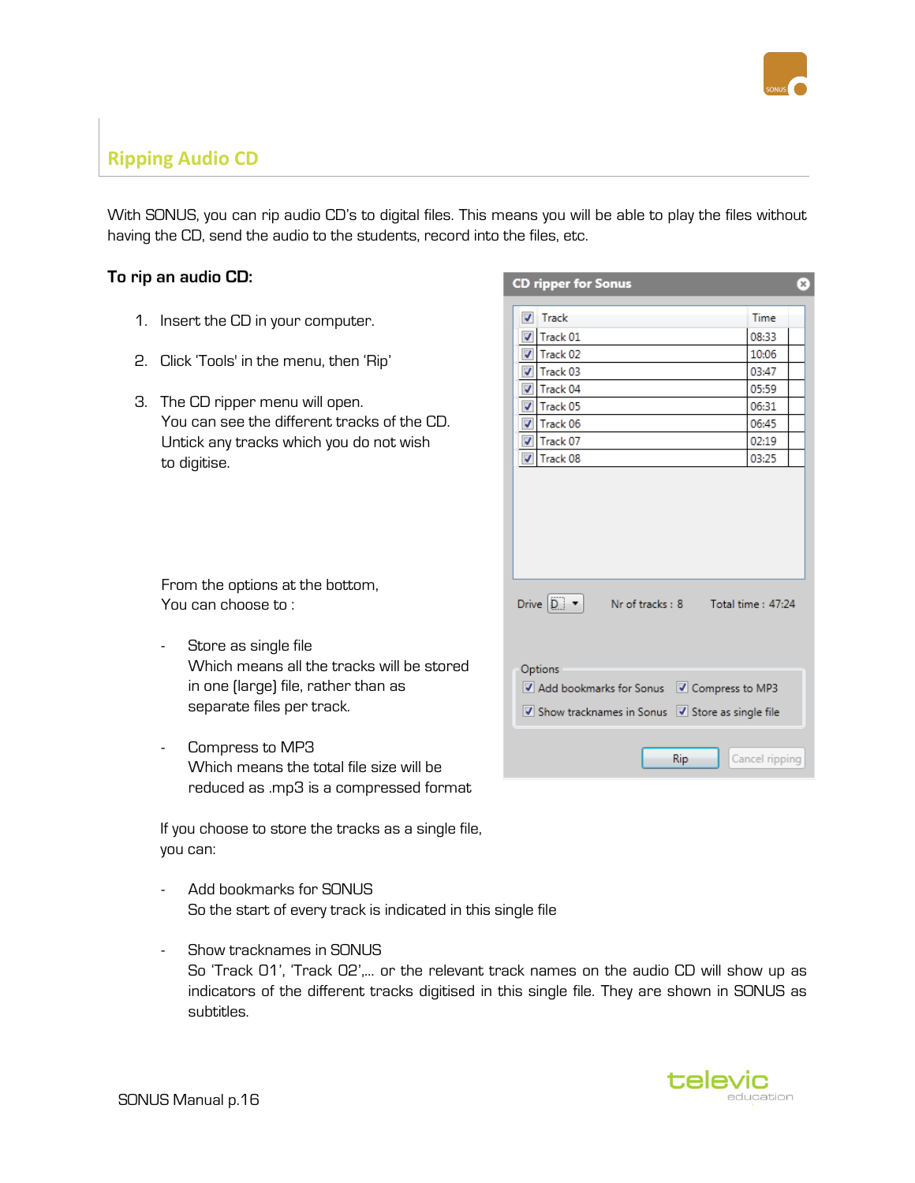## Ripping Audio CD

With SONUS, you can rip audio CD's to digital files. This means you will be able to play the files without having the CD, send the audio to the students, record into the files, etc.

**To rip an audio CD:**

1. Insert the CD in your computer.
2. Click 'Tools' in the menu, then 'Rip'
3. The CD ripper menu will open.
   You can see the different tracks of the CD.
   Untick any tracks which you do not wish to digitise.

   From the options at the bottom,
   You can choose to :

   - Store as single file
     Which means all the tracks will be stored in one (large) file, rather than as separate files per track.

   - Compress to MP3
     Which means the total file size will be reduced as .mp3 is a compressed format

   If you choose to store the tracks as a single file, you can:

   - Add bookmarks for SONUS
     So the start of every track is indicated in this single file

   - Show tracknames in SONUS
     So 'Track 01', 'Track 02',... or the relevant track names on the audio CD will show up as indicators of the different tracks digitised in this single file. They are shown in SONUS as subtitles.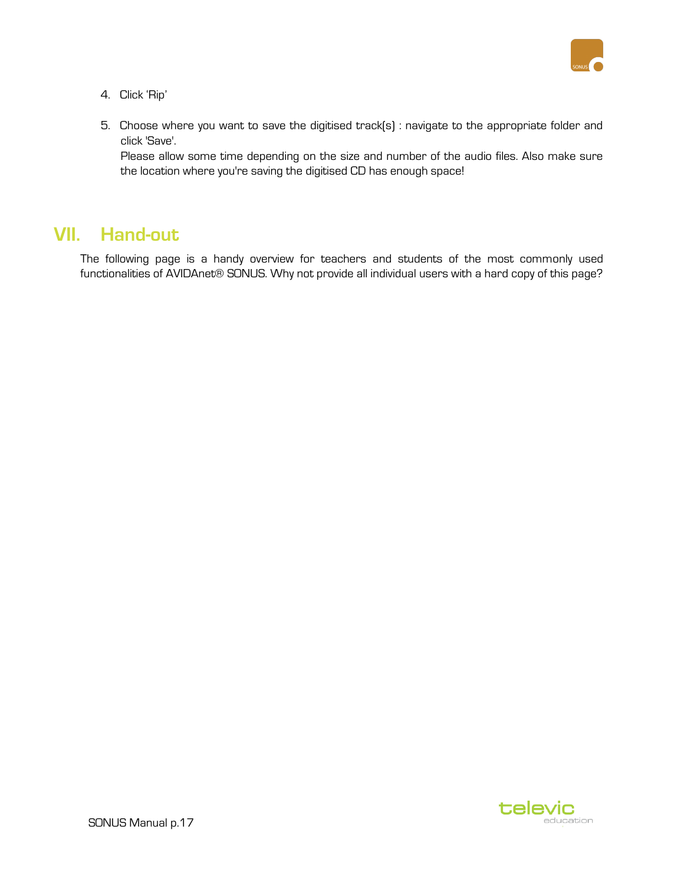4. Click 'Rip'

5. Choose where you want to save the digitised track(s) : navigate to the appropriate folder and click 'Save'.
   Please allow some time depending on the size and number of the audio files. Also make sure the location where you're saving the digitised CD has enough space!

# VII. Hand-out

The following page is a handy overview for teachers and students of the most commonly used functionalities of AVIDAnet® SONUS. Why not provide all individual users with a hard copy of this page?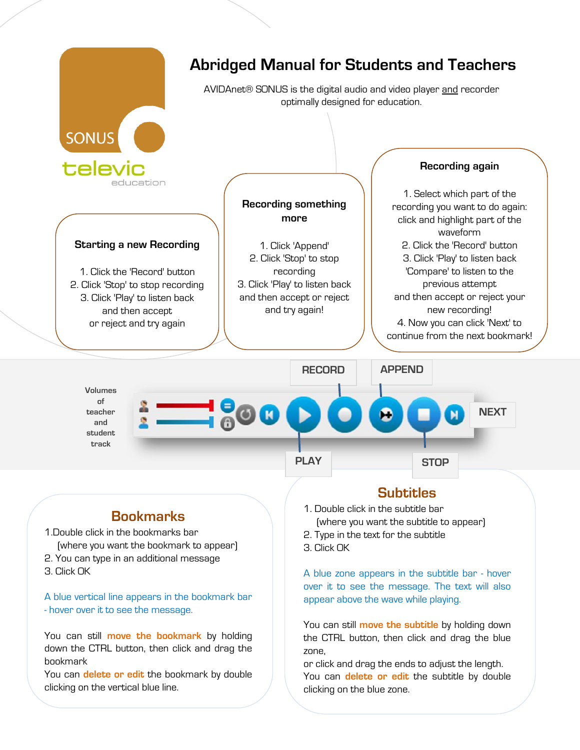SONUS

televic
education

# Abridged Manual for Students and Teachers

AVIDAnet® SONUS is the digital audio and video player and recorder optimally designed for education.

### Starting a new Recording

1. Click the 'Record' button
2. Click 'Stop' to stop recording
3. Click 'Play' to listen back and then accept or reject and try again

### Recording something more

1. Click 'Append'
2. Click 'Stop' to stop recording
3. Click 'Play' to listen back and then accept or reject and try again!

### Recording again

1. Select which part of the recording you want to do again: click and highlight part of the waveform
2. Click the 'Record' button
3. Click 'Play' to listen back 'Compare' to listen to the previous attempt and then accept or reject your new recording!
4. Now you can click 'Next' to continue from the next bookmark!

Volumes of teacher and student track

RECORD

APPEND

NEXT

PLAY

STOP

## Bookmarks

1. Double click in the bookmarks bar (where you want the bookmark to appear)
2. You can type in an additional message
3. Click OK

A blue vertical line appears in the bookmark bar - hover over it to see the message.

You can still **move the bookmark** by holding down the CTRL button, then click and drag the bookmark

You can **delete or edit** the bookmark by double clicking on the vertical blue line.

## Subtitles

1. Double click in the subtitle bar (where you want the subtitle to appear)
2. Type in the text for the subtitle
3. Click OK

A blue zone appears in the subtitle bar - hover over it to see the message. The text will also appear above the wave while playing.

You can still **move the subtitle** by holding down the CTRL button, then click and drag the blue zone,
or click and drag the ends to adjust the length.
You can **delete or edit** the subtitle by double clicking on the blue zone.